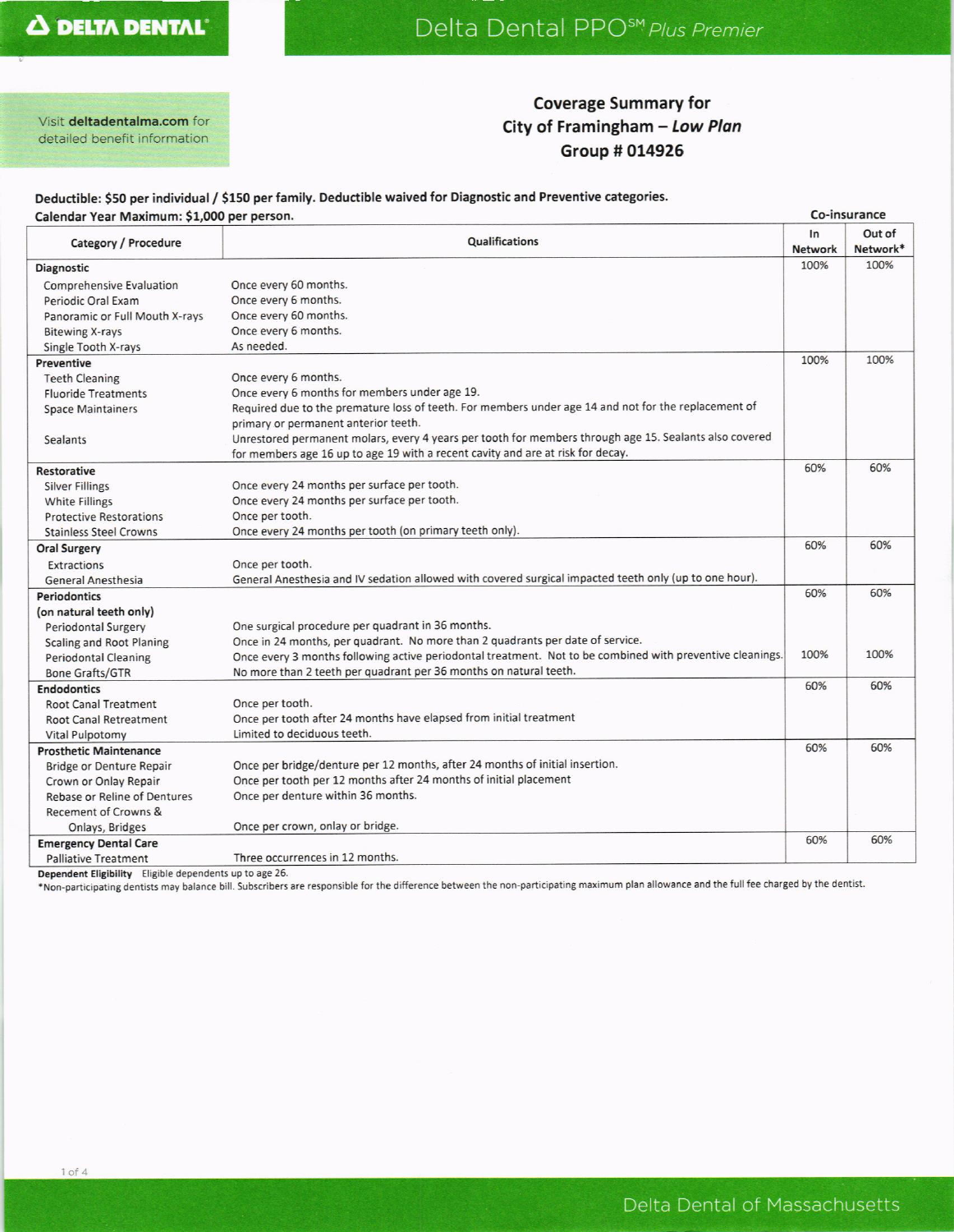**DELTA DENTAL**

# Delta Dental PPO℠ *Plus Premier*

Visit **deltadentalma.com** for detailed benefit information

## Coverage Summary for City of Framingham – *Low Plan* Group # 014926

**Deductible: $50 per individual / $150 per family. Deductible waived for Diagnostic and Preventive categories.**

**Calendar Year Maximum: $1,000 per person.**

| Category / Procedure | Qualifications | Co-insurance In Network | Co-insurance Out of Network* |
|---|---|---|---|
| **Diagnostic** | | 100% | 100% |
| Comprehensive Evaluation | Once every 60 months. | | |
| Periodic Oral Exam | Once every 6 months. | | |
| Panoramic or Full Mouth X-rays | Once every 60 months. | | |
| Bitewing X-rays | Once every 6 months. | | |
| Single Tooth X-rays | As needed. | | |
| **Preventive** | | 100% | 100% |
| Teeth Cleaning | Once every 6 months. | | |
| Fluoride Treatments | Once every 6 months for members under age 19. | | |
| Space Maintainers | Required due to the premature loss of teeth. For members under age 14 and not for the replacement of primary or permanent anterior teeth. | | |
| Sealants | Unrestored permanent molars, every 4 years per tooth for members through age 15. Sealants also covered for members age 16 up to age 19 with a recent cavity and are at risk for decay. | | |
| **Restorative** | | 60% | 60% |
| Silver Fillings | Once every 24 months per surface per tooth. | | |
| White Fillings | Once every 24 months per surface per tooth. | | |
| Protective Restorations | Once per tooth. | | |
| Stainless Steel Crowns | Once every 24 months per tooth (on primary teeth only). | | |
| **Oral Surgery** | | 60% | 60% |
| Extractions | Once per tooth. | | |
| General Anesthesia | General Anesthesia and IV sedation allowed with covered surgical impacted teeth only (up to one hour). | | |
| **Periodontics (on natural teeth only)** | | 60% | 60% |
| Periodontal Surgery | One surgical procedure per quadrant in 36 months. | | |
| Scaling and Root Planing | Once in 24 months, per quadrant. No more than 2 quadrants per date of service. | | |
| Periodontal Cleaning | Once every 3 months following active periodontal treatment. Not to be combined with preventive cleanings. | 100% | 100% |
| Bone Grafts/GTR | No more than 2 teeth per quadrant per 36 months on natural teeth. | | |
| **Endodontics** | | 60% | 60% |
| Root Canal Treatment | Once per tooth. | | |
| Root Canal Retreatment | Once per tooth after 24 months have elapsed from initial treatment | | |
| Vital Pulpotomy | Limited to deciduous teeth. | | |
| **Prosthetic Maintenance** | | 60% | 60% |
| Bridge or Denture Repair | Once per bridge/denture per 12 months, after 24 months of initial insertion. | | |
| Crown or Onlay Repair | Once per tooth per 12 months after 24 months of initial placement | | |
| Rebase or Reline of Dentures | Once per denture within 36 months. | | |
| Recement of Crowns & Onlays, Bridges | Once per crown, onlay or bridge. | | |
| **Emergency Dental Care** | | 60% | 60% |
| Palliative Treatment | Three occurrences in 12 months. | | |

**Dependent Eligibility** Eligible dependents up to age 26.

*Non-participating dentists may balance bill. Subscribers are responsible for the difference between the non-participating maximum plan allowance and the full fee charged by the dentist.

Delta Dental of Massachusetts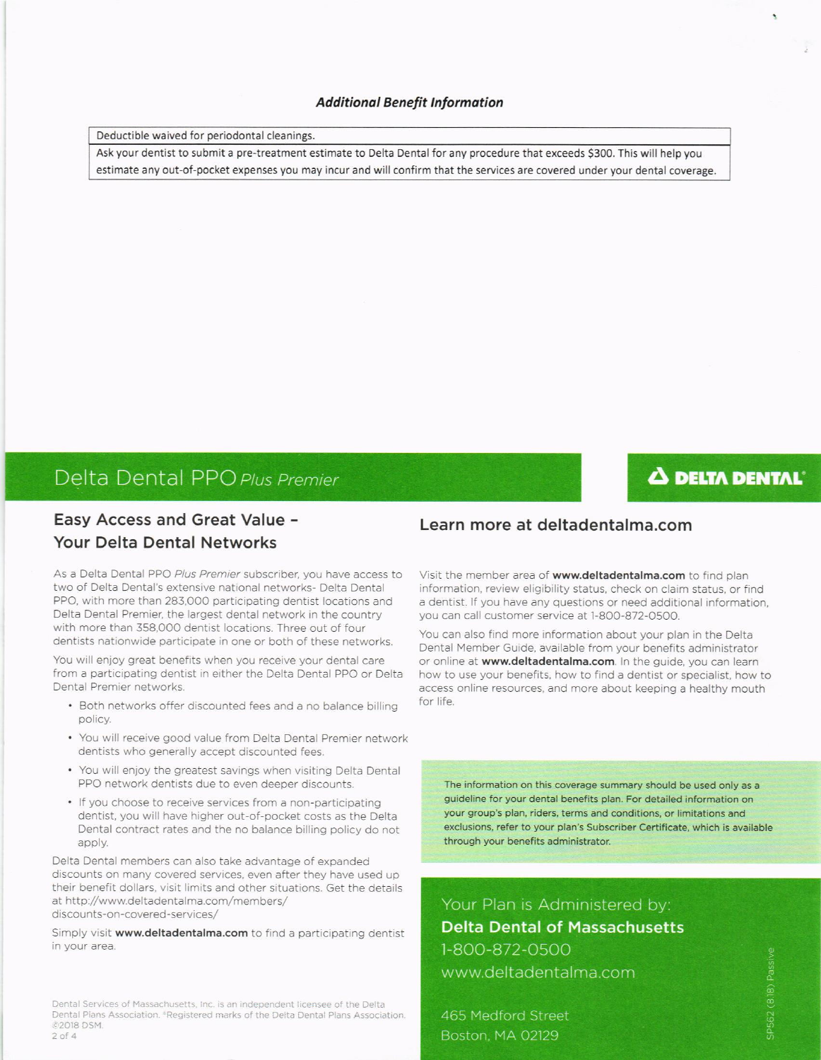### *Additional Benefit Information*

| |
|---|
| Deductible waived for periodontal cleanings. |
| Ask your dentist to submit a pre-treatment estimate to Delta Dental for any procedure that exceeds $300. This will help you estimate any out-of-pocket expenses you may incur and will confirm that the services are covered under your dental coverage. |

## Delta Dental PPO *Plus Premier*

**DELTA DENTAL®**

### Easy Access and Great Value – Your Delta Dental Networks

As a Delta Dental PPO *Plus Premier* subscriber, you have access to two of Delta Dental's extensive national networks- Delta Dental PPO, with more than 283,000 participating dentist locations and Delta Dental Premier, the largest dental network in the country with more than 358,000 dentist locations. Three out of four dentists nationwide participate in one or both of these networks.

You will enjoy great benefits when you receive your dental care from a participating dentist in either the Delta Dental PPO or Delta Dental Premier networks.

- Both networks offer discounted fees and a no balance billing policy.
- You will receive good value from Delta Dental Premier network dentists who generally accept discounted fees.
- You will enjoy the greatest savings when visiting Delta Dental PPO network dentists due to even deeper discounts.
- If you choose to receive services from a non-participating dentist, you will have higher out-of-pocket costs as the Delta Dental contract rates and the no balance billing policy do not apply.

Delta Dental members can also take advantage of expanded discounts on many covered services, even after they have used up their benefit dollars, visit limits and other situations. Get the details at http://www.deltadentalma.com/members/discounts-on-covered-services/

Simply visit **www.deltadentalma.com** to find a participating dentist in your area.

### Learn more at deltadentalma.com

Visit the member area of **www.deltadentalma.com** to find plan information, review eligibility status, check on claim status, or find a dentist. If you have any questions or need additional information, you can call customer service at 1-800-872-0500.

You can also find more information about your plan in the Delta Dental Member Guide, available from your benefits administrator or online at **www.deltadentalma.com**. In the guide, you can learn how to use your benefits, how to find a dentist or specialist, how to access online resources, and more about keeping a healthy mouth for life.

The information on this coverage summary should be used only as a guideline for your dental benefits plan. For detailed information on your group's plan, riders, terms and conditions, or limitations and exclusions, refer to your plan's Subscriber Certificate, which is available through your benefits administrator.

Your Plan is Administered by:
**Delta Dental of Massachusetts**
1-800-872-0500
www.deltadentalma.com

465 Medford Street
Boston, MA 02129

SP562 (8.18) Passive

Dental Services of Massachusetts, Inc. is an independent licensee of the Delta Dental Plans Association. ®Registered marks of the Delta Dental Plans Association. ©2018 DSM.